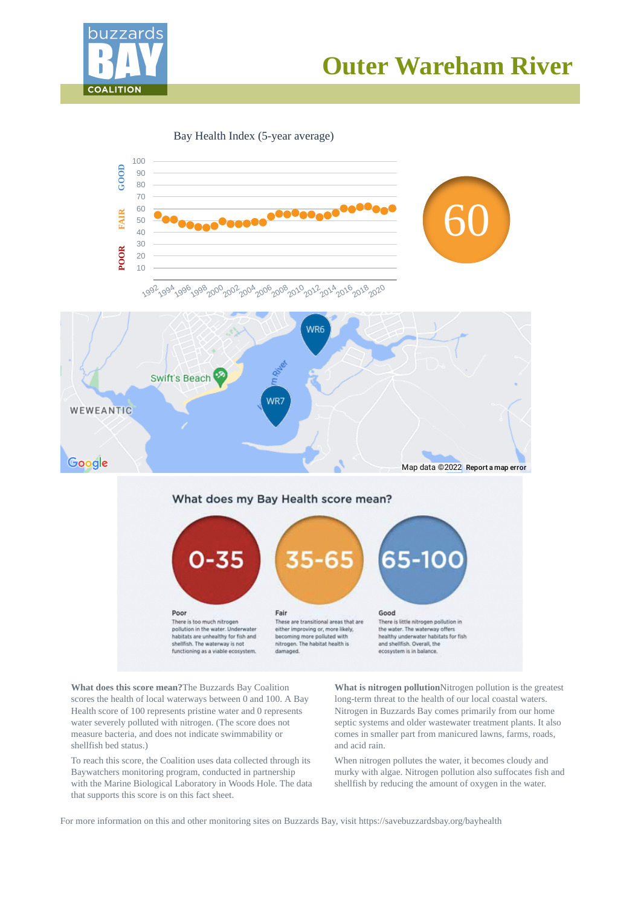# Outer Wareham River

Bay Health Index (5-year average)

60

What does my Bay Health score mean?

**0-35 Poor**
There is too much nitrogen pollution in the water. Underwater habitats are unhealthy for fish and shellfish. The waterway is not functioning as a viable ecosystem.

**35-65 Fair**
These are transitional areas that are either improving or, more likely, becoming more polluted with nitrogen. The habitat health is damaged.

**65-100 Good**
There is little nitrogen pollution in the water. The waterway offers healthy underwater habitats for fish and shellfish. Overall, the ecosystem is in balance.

**What does this score mean?** The Buzzards Bay Coalition scores the health of local waterways between 0 and 100. A Bay Health score of 100 represents pristine water and 0 represents water severely polluted with nitrogen. (The score does not measure bacteria, and does not indicate swimmability or shellfish bed status.)

To reach this score, the Coalition uses data collected through its Baywatchers monitoring program, conducted in partnership with the Marine Biological Laboratory in Woods Hole. The data that supports this score is on this fact sheet.

**What is nitrogen pollution** Nitrogen pollution is the greatest long-term threat to the health of our local coastal waters. Nitrogen in Buzzards Bay comes primarily from our home septic systems and older wastewater treatment plants. It also comes in smaller part from manicured lawns, farms, roads, and acid rain.

When nitrogen pollutes the water, it becomes cloudy and murky with algae. Nitrogen pollution also suffocates fish and shellfish by reducing the amount of oxygen in the water.

For more information on this and other monitoring sites on Buzzards Bay, visit https://savebuzzardsbay.org/bayhealth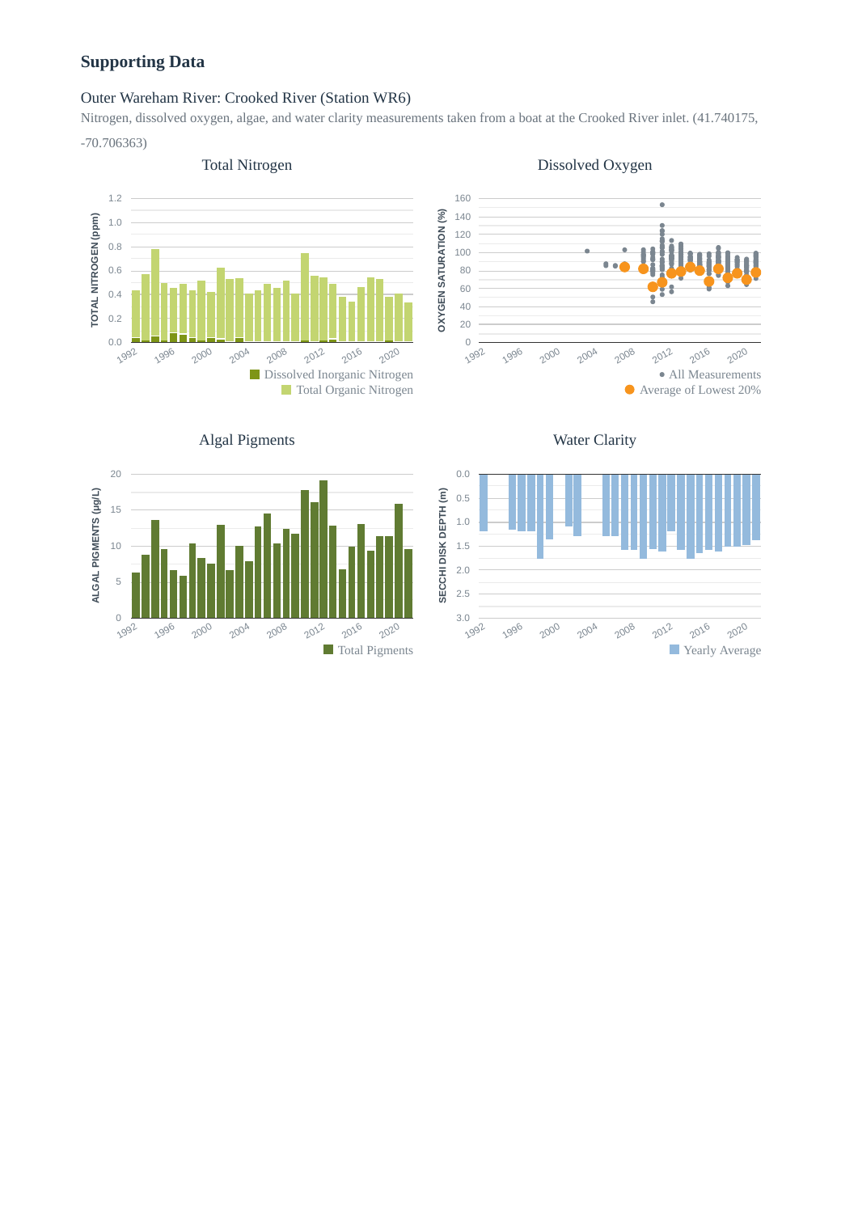## Supporting Data

### Outer Wareham River: Crooked River (Station WR6)

Nitrogen, dissolved oxygen, algae, and water clarity measurements taken from a boat at the Crooked River inlet. (41.740175, -70.706363)

Total Nitrogen

Dissolved Oxygen

Algal Pigments

Water Clarity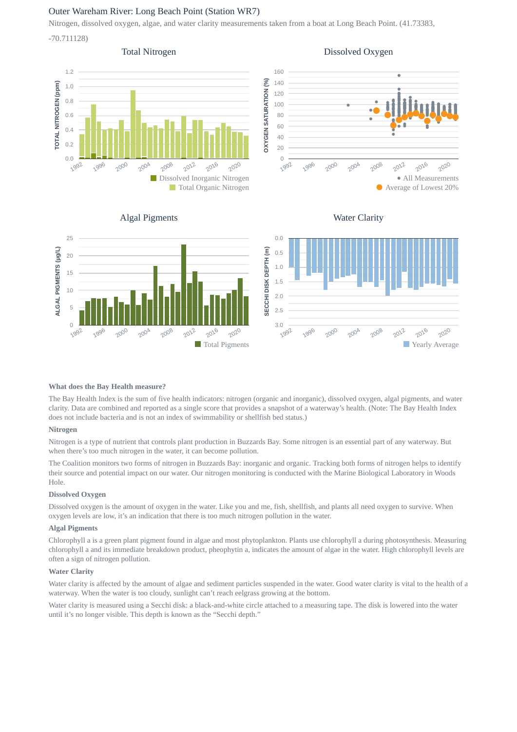Outer Wareham River: Long Beach Point (Station WR7)

Nitrogen, dissolved oxygen, algae, and water clarity measurements taken from a boat at Long Beach Point. (41.73383, -70.711128)

Total Nitrogen

TOTAL NITROGEN (ppm)

1.2
1.0
0.8
0.6
0.4
0.2
0.0

1992 1996 2000 2004 2008 2012 2016 2020

Dissolved Inorganic Nitrogen
Total Organic Nitrogen

Dissolved Oxygen

OXYGEN SATURATION (%)

160
140
120
100
80
60
40
20
0

1992 1996 2000 2004 2008 2012 2016 2020

All Measurements
Average of Lowest 20%

Algal Pigments

ALGAL PIGMENTS (µg/L)

25
20
15
10
5
0

1992 1996 2000 2004 2008 2012 2016 2020

Total Pigments

Water Clarity

SECCHI DISK DEPTH (m)

0.0
0.5
1.0
1.5
2.0
2.5
3.0

1992 1996 2000 2004 2008 2012 2016 2020

Yearly Average

**What does the Bay Health measure?**

The Bay Health Index is the sum of five health indicators: nitrogen (organic and inorganic), dissolved oxygen, algal pigments, and water clarity. Data are combined and reported as a single score that provides a snapshot of a waterway's health. (Note: The Bay Health Index does not include bacteria and is not an index of swimmability or shellfish bed status.)

**Nitrogen**

Nitrogen is a type of nutrient that controls plant production in Buzzards Bay. Some nitrogen is an essential part of any waterway. But when there's too much nitrogen in the water, it can become pollution.

The Coalition monitors two forms of nitrogen in Buzzards Bay: inorganic and organic. Tracking both forms of nitrogen helps to identify their source and potential impact on our water. Our nitrogen monitoring is conducted with the Marine Biological Laboratory in Woods Hole.

**Dissolved Oxygen**

Dissolved oxygen is the amount of oxygen in the water. Like you and me, fish, shellfish, and plants all need oxygen to survive. When oxygen levels are low, it's an indication that there is too much nitrogen pollution in the water.

**Algal Pigments**

Chlorophyll a is a green plant pigment found in algae and most phytoplankton. Plants use chlorophyll a during photosynthesis. Measuring chlorophyll a and its immediate breakdown product, pheophytin a, indicates the amount of algae in the water. High chlorophyll levels are often a sign of nitrogen pollution.

**Water Clarity**

Water clarity is affected by the amount of algae and sediment particles suspended in the water. Good water clarity is vital to the health of a waterway. When the water is too cloudy, sunlight can't reach eelgrass growing at the bottom.

Water clarity is measured using a Secchi disk: a black-and-white circle attached to a measuring tape. The disk is lowered into the water until it's no longer visible. This depth is known as the "Secchi depth."